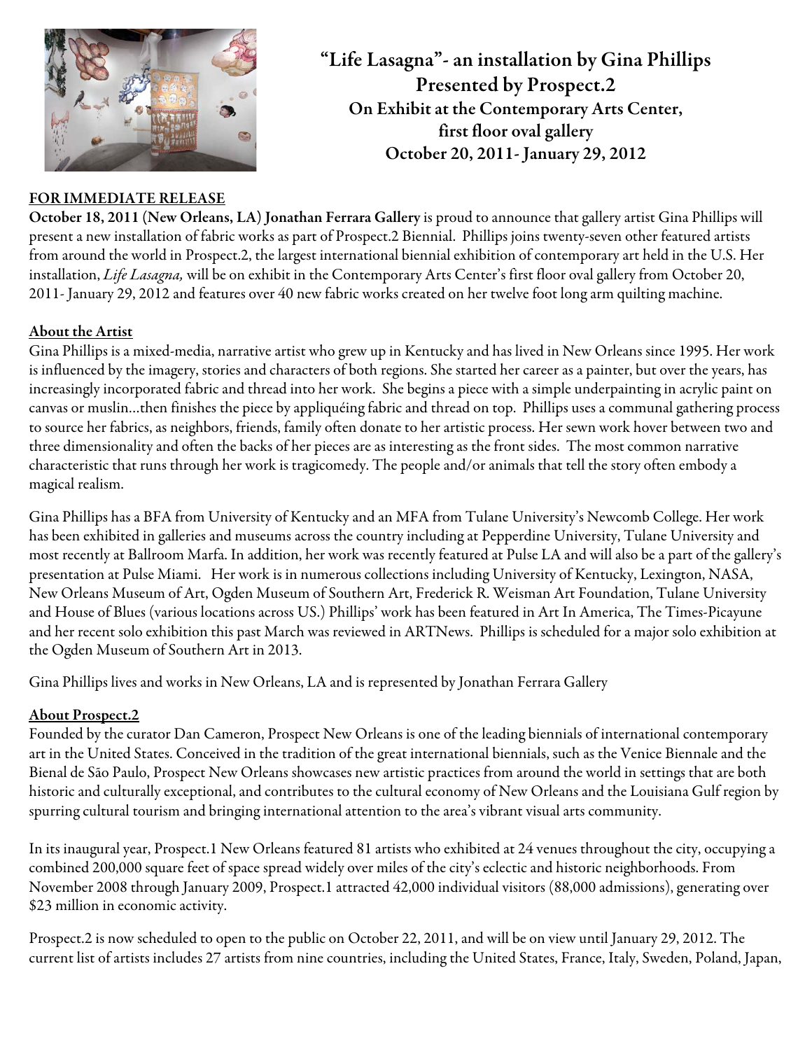**"Life Lasagna"- an installation by Gina Phillips**
**Presented by Prospect.2**
**On Exhibit at the Contemporary Arts Center, first floor oval gallery**
**October 20, 2011- January 29, 2012**

**FOR IMMEDIATE RELEASE**

**October 18, 2011 (New Orleans, LA) Jonathan Ferrara Gallery** is proud to announce that gallery artist Gina Phillips will present a new installation of fabric works as part of Prospect.2 Biennial. Phillips joins twenty-seven other featured artists from around the world in Prospect.2, the largest international biennial exhibition of contemporary art held in the U.S. Her installation, *Life Lasagna,* will be on exhibit in the Contemporary Arts Center's first floor oval gallery from October 20, 2011- January 29, 2012 and features over 40 new fabric works created on her twelve foot long arm quilting machine.

## About the Artist

Gina Phillips is a mixed-media, narrative artist who grew up in Kentucky and has lived in New Orleans since 1995. Her work is influenced by the imagery, stories and characters of both regions. She started her career as a painter, but over the years, has increasingly incorporated fabric and thread into her work. She begins a piece with a simple underpainting in acrylic paint on canvas or muslin…then finishes the piece by appliquéing fabric and thread on top. Phillips uses a communal gathering process to source her fabrics, as neighbors, friends, family often donate to her artistic process. Her sewn work hover between two and three dimensionality and often the backs of her pieces are as interesting as the front sides. The most common narrative characteristic that runs through her work is tragicomedy. The people and/or animals that tell the story often embody a magical realism.

Gina Phillips has a BFA from University of Kentucky and an MFA from Tulane University's Newcomb College. Her work has been exhibited in galleries and museums across the country including at Pepperdine University, Tulane University and most recently at Ballroom Marfa. In addition, her work was recently featured at Pulse LA and will also be a part of the gallery's presentation at Pulse Miami. Her work is in numerous collections including University of Kentucky, Lexington, NASA, New Orleans Museum of Art, Ogden Museum of Southern Art, Frederick R. Weisman Art Foundation, Tulane University and House of Blues (various locations across US.) Phillips' work has been featured in Art In America, The Times-Picayune and her recent solo exhibition this past March was reviewed in ARTNews. Phillips is scheduled for a major solo exhibition at the Ogden Museum of Southern Art in 2013.

Gina Phillips lives and works in New Orleans, LA and is represented by Jonathan Ferrara Gallery

## About Prospect.2

Founded by the curator Dan Cameron, Prospect New Orleans is one of the leading biennials of international contemporary art in the United States. Conceived in the tradition of the great international biennials, such as the Venice Biennale and the Bienal de São Paulo, Prospect New Orleans showcases new artistic practices from around the world in settings that are both historic and culturally exceptional, and contributes to the cultural economy of New Orleans and the Louisiana Gulf region by spurring cultural tourism and bringing international attention to the area's vibrant visual arts community.

In its inaugural year, Prospect.1 New Orleans featured 81 artists who exhibited at 24 venues throughout the city, occupying a combined 200,000 square feet of space spread widely over miles of the city's eclectic and historic neighborhoods. From November 2008 through January 2009, Prospect.1 attracted 42,000 individual visitors (88,000 admissions), generating over $23 million in economic activity.

Prospect.2 is now scheduled to open to the public on October 22, 2011, and will be on view until January 29, 2012. The current list of artists includes 27 artists from nine countries, including the United States, France, Italy, Sweden, Poland, Japan,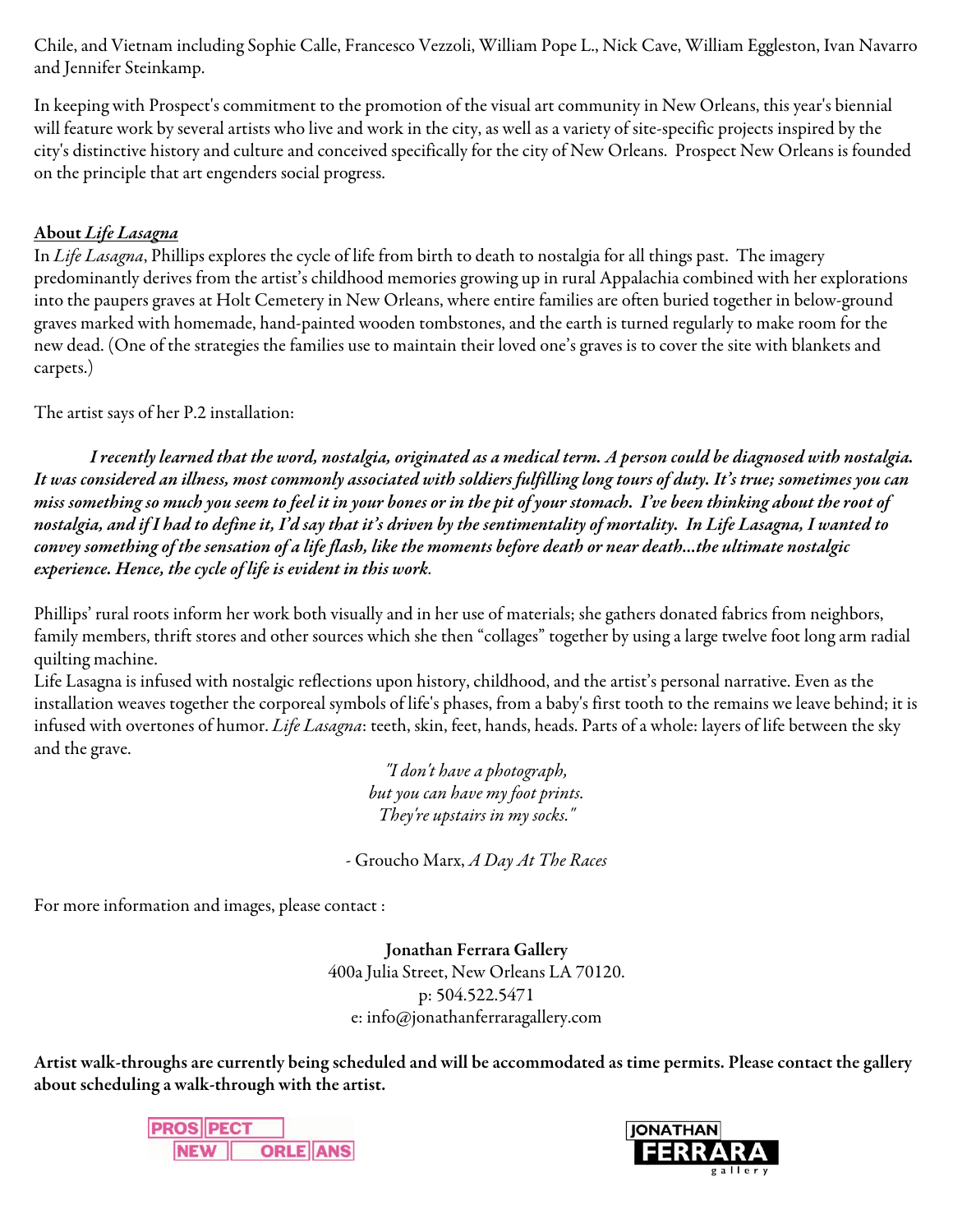Chile, and Vietnam including Sophie Calle, Francesco Vezzoli, William Pope L., Nick Cave, William Eggleston, Ivan Navarro and Jennifer Steinkamp.

In keeping with Prospect's commitment to the promotion of the visual art community in New Orleans, this year's biennial will feature work by several artists who live and work in the city, as well as a variety of site-specific projects inspired by the city's distinctive history and culture and conceived specifically for the city of New Orleans. Prospect New Orleans is founded on the principle that art engenders social progress.

**About *Life Lasagna***

In *Life Lasagna*, Phillips explores the cycle of life from birth to death to nostalgia for all things past. The imagery predominantly derives from the artist's childhood memories growing up in rural Appalachia combined with her explorations into the paupers graves at Holt Cemetery in New Orleans, where entire families are often buried together in below-ground graves marked with homemade, hand-painted wooden tombstones, and the earth is turned regularly to make room for the new dead. (One of the strategies the families use to maintain their loved one's graves is to cover the site with blankets and carpets.)

The artist says of her P.2 installation:

> ***I recently learned that the word, nostalgia, originated as a medical term. A person could be diagnosed with nostalgia. It was considered an illness, most commonly associated with soldiers fulfilling long tours of duty. It's true; sometimes you can miss something so much you seem to feel it in your bones or in the pit of your stomach. I've been thinking about the root of nostalgia, and if I had to define it, I'd say that it's driven by the sentimentality of mortality. In Life Lasagna, I wanted to convey something of the sensation of a life flash, like the moments before death or near death…the ultimate nostalgic experience. Hence, the cycle of life is evident in this work.***

Phillips' rural roots inform her work both visually and in her use of materials; she gathers donated fabrics from neighbors, family members, thrift stores and other sources which she then "collages" together by using a large twelve foot long arm radial quilting machine.

Life Lasagna is infused with nostalgic reflections upon history, childhood, and the artist's personal narrative. Even as the installation weaves together the corporeal symbols of life's phases, from a baby's first tooth to the remains we leave behind; it is infused with overtones of humor. *Life Lasagna*: teeth, skin, feet, hands, heads. Parts of a whole: layers of life between the sky and the grave.

*"I don't have a photograph,*
*but you can have my foot prints.*
*They're upstairs in my socks."*

- Groucho Marx, *A Day At The Races*

For more information and images, please contact :

**Jonathan Ferrara Gallery**
400a Julia Street, New Orleans LA 70120.
p: 504.522.5471
e: info@jonathanferraragallery.com

**Artist walk-throughs are currently being scheduled and will be accommodated as time permits. Please contact the gallery about scheduling a walk-through with the artist.**

PROSPECT NEW ORLEANS

JONATHAN FERRARA gallery